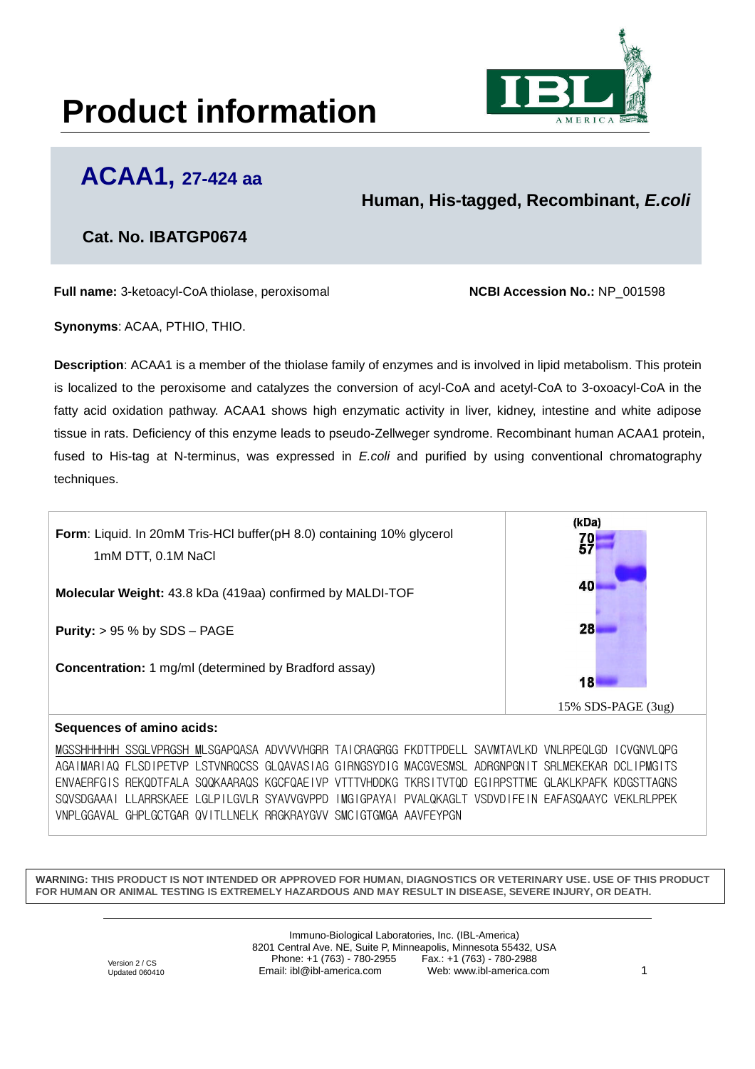# Product information

## ACAA1, 27-424 aa

**Human, His-tagged, Recombinant, *E.coli***

**Cat. No. IBATGP0674**

**Full name:** 3-ketoacyl-CoA thiolase, peroxisomal

**NCBI Accession No.:** NP_001598

**Synonyms**: ACAA, PTHIO, THIO.

**Description**: ACAA1 is a member of the thiolase family of enzymes and is involved in lipid metabolism. This protein is localized to the peroxisome and catalyzes the conversion of acyl-CoA and acetyl-CoA to 3-oxoacyl-CoA in the fatty acid oxidation pathway. ACAA1 shows high enzymatic activity in liver, kidney, intestine and white adipose tissue in rats. Deficiency of this enzyme leads to pseudo-Zellweger syndrome. Recombinant human ACAA1 protein, fused to His-tag at N-terminus, was expressed in *E.coli* and purified by using conventional chromatography techniques.

**Form**: Liquid. In 20mM Tris-HCl buffer(pH 8.0) containing 10% glycerol 1mM DTT, 0.1M NaCl

**Molecular Weight:** 43.8 kDa (419aa) confirmed by MALDI-TOF

**Purity:** > 95 % by SDS – PAGE

**Concentration:** 1 mg/ml (determined by Bradford assay)

(kDa) 70 57 40 28 18

15% SDS-PAGE (3ug)

**Sequences of amino acids:**

MGSSHHHHHH SSGLVPRGSH MLSGAPQASA ADVVVVHGRR TAICRAGRGG FKDTTPDELL SAVMTAVLKD VNLRPEQLGD ICVGNVLQPG AGAIMARIAQ FLSDIPETVP LSTVNRQCSS GLQAVASIAG GIRNGSYDIG MACGVESMSL ADRGNPGNIT SRLMEKEKAR DCLIPMGITS ENVAERFGIS REKQDTFALA SQQKAARAQS KGCFQAEIVP VTTTVHDDKG TKRSITVTQD EGIRPSTTME GLAKLKPAFK KDGSTTAGNS SQVSDGAAAI LLARRSKAEE LGLPILGVLR SYAVVGVPPD IMGIGPAYAI PVALQKAGLT VSDVDIFEIN EAFASQAAYC VEKLRLPPEK VNPLGGAVAL GHPLGCTGAR QVITLLNELK RRGKRAYGVV SMCIGTGMGA AAVFEYPGN

**WARNING: THIS PRODUCT IS NOT INTENDED OR APPROVED FOR HUMAN, DIAGNOSTICS OR VETERINARY USE. USE OF THIS PRODUCT FOR HUMAN OR ANIMAL TESTING IS EXTREMELY HAZARDOUS AND MAY RESULT IN DISEASE, SEVERE INJURY, OR DEATH.**

Version 2 / CS
Updated 060410

Immuno-Biological Laboratories, Inc. (IBL-America)
8201 Central Ave. NE, Suite P, Minneapolis, Minnesota 55432, USA
Phone: +1 (763) - 780-2955 Fax.: +1 (763) - 780-2988
Email: ibl@ibl-america.com Web: www.ibl-america.com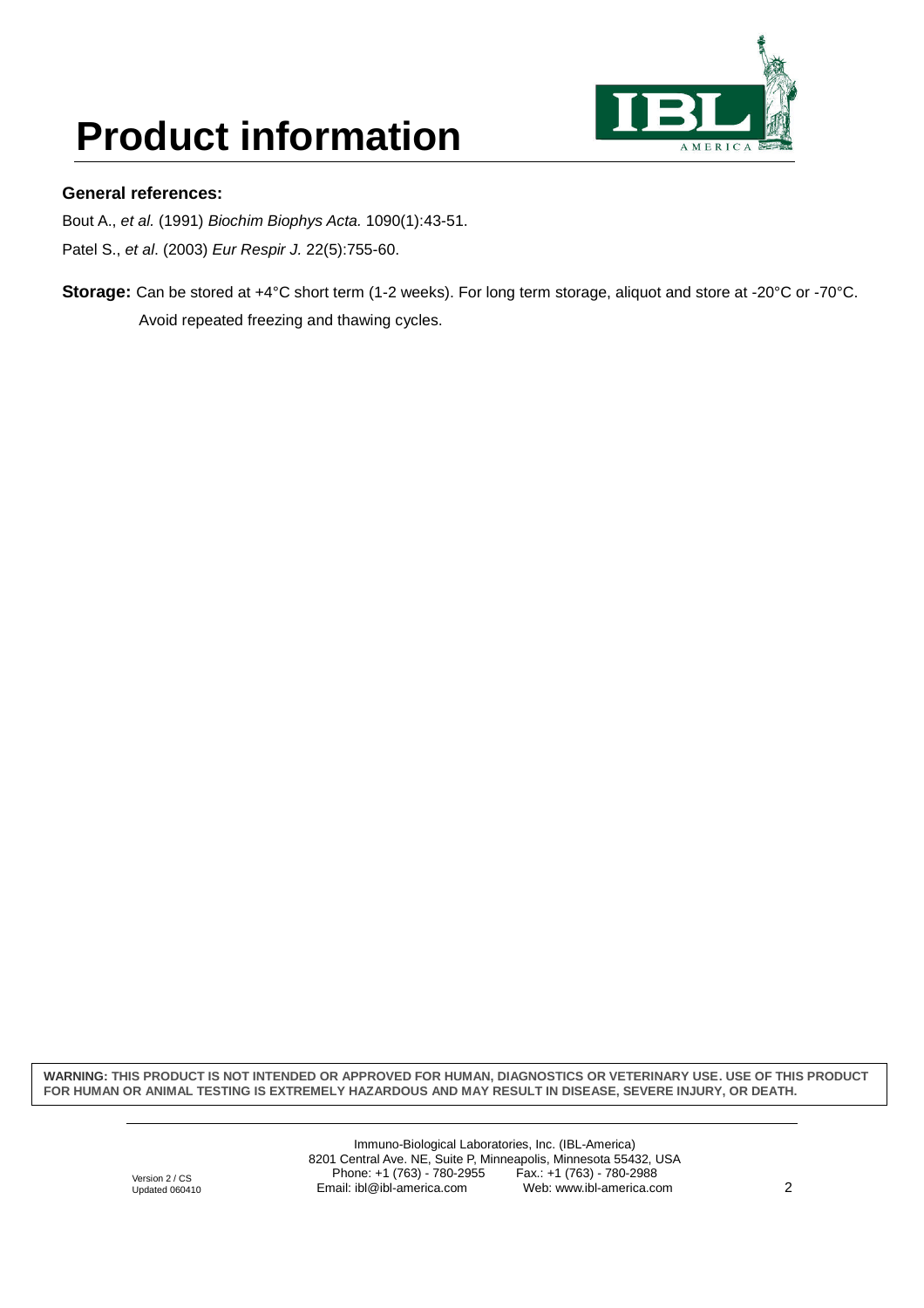# Product information

**General references:**

Bout A., *et al.* (1991) *Biochim Biophys Acta.* 1090(1):43-51.

Patel S., *et al*. (2003) *Eur Respir J.* 22(5):755-60.

**Storage:** Can be stored at +4°C short term (1-2 weeks). For long term storage, aliquot and store at -20°C or -70°C. Avoid repeated freezing and thawing cycles.

**WARNING: THIS PRODUCT IS NOT INTENDED OR APPROVED FOR HUMAN, DIAGNOSTICS OR VETERINARY USE. USE OF THIS PRODUCT FOR HUMAN OR ANIMAL TESTING IS EXTREMELY HAZARDOUS AND MAY RESULT IN DISEASE, SEVERE INJURY, OR DEATH.**

Immuno-Biological Laboratories, Inc. (IBL-America)
8201 Central Ave. NE, Suite P, Minneapolis, Minnesota 55432, USA
Phone: +1 (763) - 780-2955 Fax.: +1 (763) - 780-2988
Email: ibl@ibl-america.com Web: www.ibl-america.com

Version 2 / CS
Updated 060410